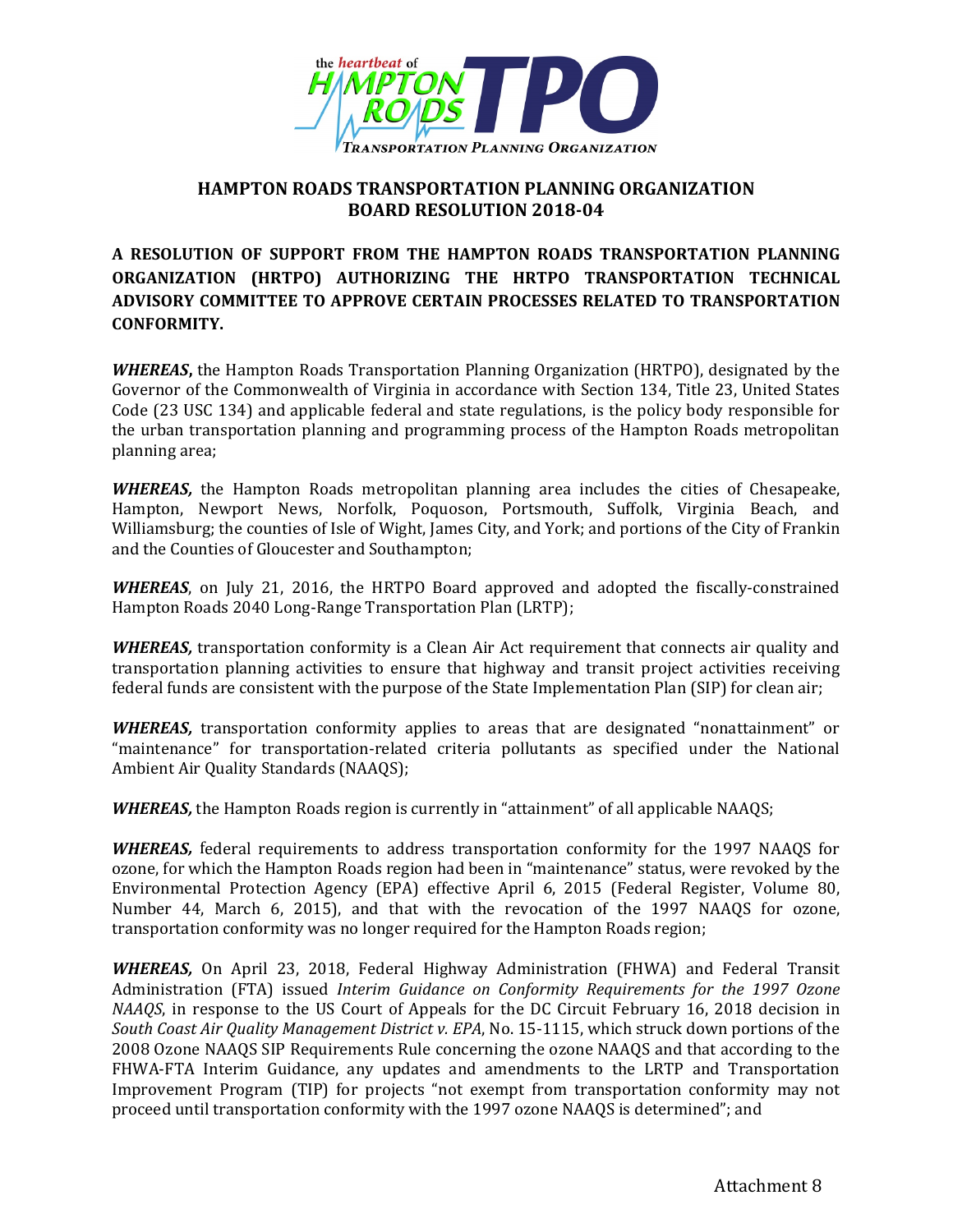## HAMPTON ROADS TRANSPORTATION PLANNING ORGANIZATION BOARD RESOLUTION 2018-04

**A RESOLUTION OF SUPPORT FROM THE HAMPTON ROADS TRANSPORTATION PLANNING ORGANIZATION (HRTPO) AUTHORIZING THE HRTPO TRANSPORTATION TECHNICAL ADVISORY COMMITTEE TO APPROVE CERTAIN PROCESSES RELATED TO TRANSPORTATION CONFORMITY.**

***WHEREAS***, the Hampton Roads Transportation Planning Organization (HRTPO), designated by the Governor of the Commonwealth of Virginia in accordance with Section 134, Title 23, United States Code (23 USC 134) and applicable federal and state regulations, is the policy body responsible for the urban transportation planning and programming process of the Hampton Roads metropolitan planning area;

***WHEREAS,*** the Hampton Roads metropolitan planning area includes the cities of Chesapeake, Hampton, Newport News, Norfolk, Poquoson, Portsmouth, Suffolk, Virginia Beach, and Williamsburg; the counties of Isle of Wight, James City, and York; and portions of the City of Frankin and the Counties of Gloucester and Southampton;

***WHEREAS***, on July 21, 2016, the HRTPO Board approved and adopted the fiscally-constrained Hampton Roads 2040 Long-Range Transportation Plan (LRTP);

***WHEREAS,*** transportation conformity is a Clean Air Act requirement that connects air quality and transportation planning activities to ensure that highway and transit project activities receiving federal funds are consistent with the purpose of the State Implementation Plan (SIP) for clean air;

***WHEREAS,*** transportation conformity applies to areas that are designated "nonattainment" or "maintenance" for transportation-related criteria pollutants as specified under the National Ambient Air Quality Standards (NAAQS);

***WHEREAS,*** the Hampton Roads region is currently in "attainment" of all applicable NAAQS;

***WHEREAS,*** federal requirements to address transportation conformity for the 1997 NAAQS for ozone, for which the Hampton Roads region had been in "maintenance" status, were revoked by the Environmental Protection Agency (EPA) effective April 6, 2015 (Federal Register, Volume 80, Number 44, March 6, 2015), and that with the revocation of the 1997 NAAQS for ozone, transportation conformity was no longer required for the Hampton Roads region;

***WHEREAS,*** On April 23, 2018, Federal Highway Administration (FHWA) and Federal Transit Administration (FTA) issued *Interim Guidance on Conformity Requirements for the 1997 Ozone NAAQS*, in response to the US Court of Appeals for the DC Circuit February 16, 2018 decision in *South Coast Air Quality Management District v. EPA*, No. 15-1115, which struck down portions of the 2008 Ozone NAAQS SIP Requirements Rule concerning the ozone NAAQS and that according to the FHWA-FTA Interim Guidance, any updates and amendments to the LRTP and Transportation Improvement Program (TIP) for projects "not exempt from transportation conformity may not proceed until transportation conformity with the 1997 ozone NAAQS is determined"; and

Attachment 8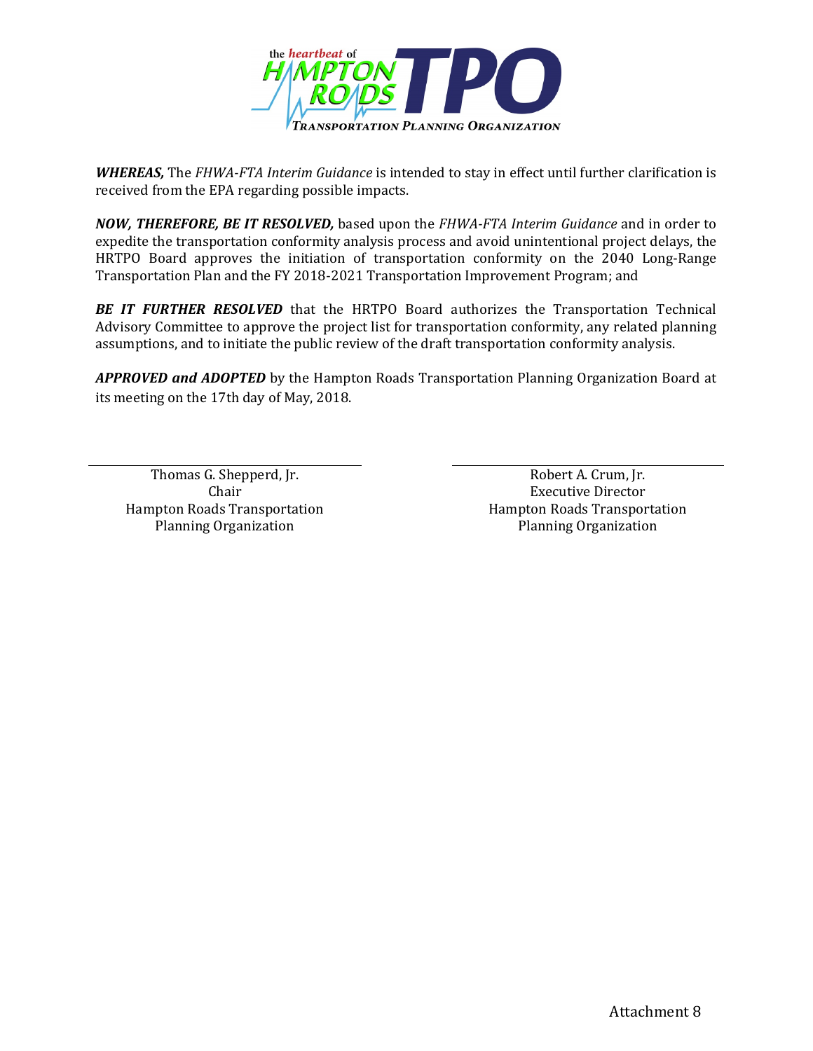***WHEREAS,*** The *FHWA-FTA Interim Guidance* is intended to stay in effect until further clarification is received from the EPA regarding possible impacts.

***NOW, THEREFORE, BE IT RESOLVED,*** based upon the *FHWA-FTA Interim Guidance* and in order to expedite the transportation conformity analysis process and avoid unintentional project delays, the HRTPO Board approves the initiation of transportation conformity on the 2040 Long-Range Transportation Plan and the FY 2018-2021 Transportation Improvement Program; and

***BE IT FURTHER RESOLVED*** that the HRTPO Board authorizes the Transportation Technical Advisory Committee to approve the project list for transportation conformity, any related planning assumptions, and to initiate the public review of the draft transportation conformity analysis.

***APPROVED and ADOPTED*** by the Hampton Roads Transportation Planning Organization Board at its meeting on the 17th day of May, 2018.

Thomas G. Shepperd, Jr.
Chair
Hampton Roads Transportation
Planning Organization

Robert A. Crum, Jr.
Executive Director
Hampton Roads Transportation
Planning Organization

Attachment 8